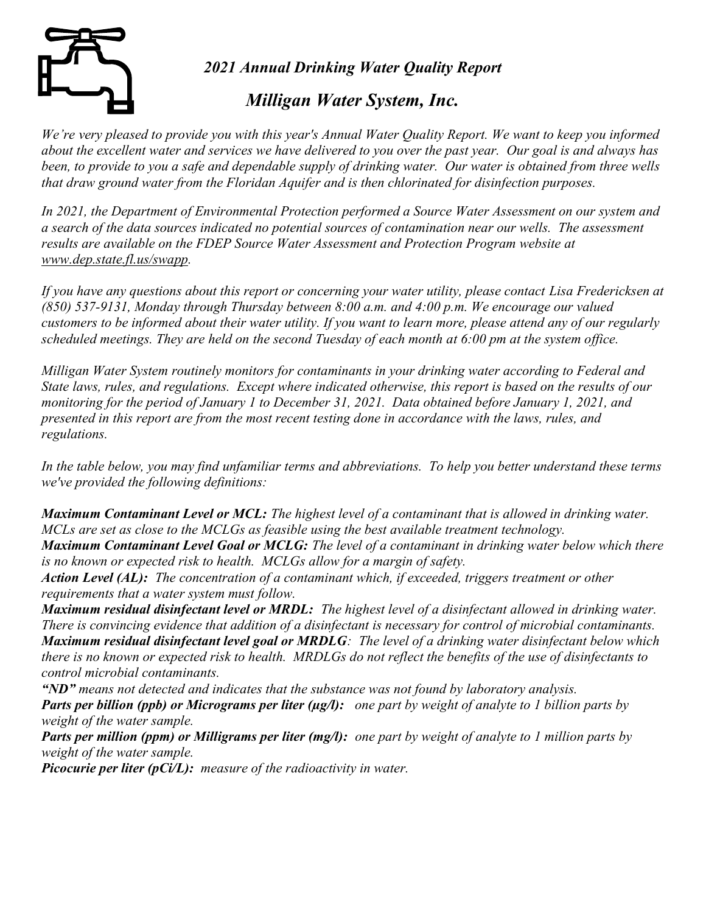# *2021 Annual Drinking Water Quality Report*

## *Milligan Water System, Inc.*

*We're very pleased to provide you with this year's Annual Water Quality Report. We want to keep you informed about the excellent water and services we have delivered to you over the past year. Our goal is and always has been, to provide to you a safe and dependable supply of drinking water. Our water is obtained from three wells that draw ground water from the Floridan Aquifer and is then chlorinated for disinfection purposes.*

*In 2021, the Department of Environmental Protection performed a Source Water Assessment on our system and a search of the data sources indicated no potential sources of contamination near our wells. The assessment results are available on the FDEP Source Water Assessment and Protection Program website at www.dep.state.fl.us/swapp.*

*If you have any questions about this report or concerning your water utility, please contact Lisa Fredericksen at (850) 537-9131, Monday through Thursday between 8:00 a.m. and 4:00 p.m. We encourage our valued customers to be informed about their water utility. If you want to learn more, please attend any of our regularly scheduled meetings. They are held on the second Tuesday of each month at 6:00 pm at the system office.*

*Milligan Water System routinely monitors for contaminants in your drinking water according to Federal and State laws, rules, and regulations. Except where indicated otherwise, this report is based on the results of our monitoring for the period of January 1 to December 31, 2021. Data obtained before January 1, 2021, and presented in this report are from the most recent testing done in accordance with the laws, rules, and regulations.*

*In the table below, you may find unfamiliar terms and abbreviations. To help you better understand these terms we've provided the following definitions:*

***Maximum Contaminant Level or MCL:*** *The highest level of a contaminant that is allowed in drinking water. MCLs are set as close to the MCLGs as feasible using the best available treatment technology.*
***Maximum Contaminant Level Goal or MCLG:*** *The level of a contaminant in drinking water below which there is no known or expected risk to health. MCLGs allow for a margin of safety.*
***Action Level (AL):*** *The concentration of a contaminant which, if exceeded, triggers treatment or other requirements that a water system must follow.*
***Maximum residual disinfectant level or MRDL:*** *The highest level of a disinfectant allowed in drinking water. There is convincing evidence that addition of a disinfectant is necessary for control of microbial contaminants.*
***Maximum residual disinfectant level goal or MRDLG****: The level of a drinking water disinfectant below which there is no known or expected risk to health. MRDLGs do not reflect the benefits of the use of disinfectants to control microbial contaminants.*
***"ND"*** *means not detected and indicates that the substance was not found by laboratory analysis.*
***Parts per billion (ppb) or Micrograms per liter (µg/l):*** *one part by weight of analyte to 1 billion parts by weight of the water sample.*
***Parts per million (ppm) or Milligrams per liter (mg/l):*** *one part by weight of analyte to 1 million parts by weight of the water sample.*
***Picocurie per liter (pCi/L):*** *measure of the radioactivity in water.*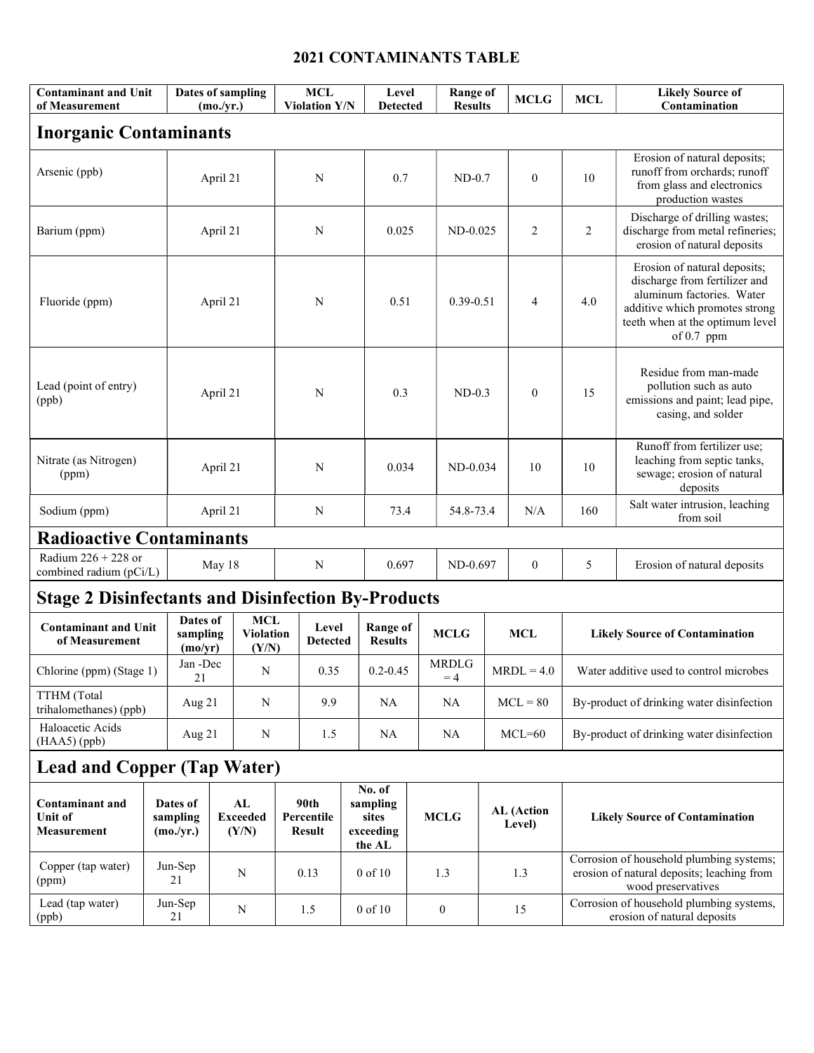# 2021 CONTAMINANTS TABLE

| Contaminant and Unit of Measurement | Dates of sampling (mo./yr.) | MCL Violation Y/N | Level Detected | Range of Results | MCLG | MCL | Likely Source of Contamination |
|---|---|---|---|---|---|---|---|
| **Inorganic Contaminants** | | | | | | | |
| Arsenic (ppb) | April 21 | N | 0.7 | ND-0.7 | 0 | 10 | Erosion of natural deposits; runoff from orchards; runoff from glass and electronics production wastes |
| Barium (ppm) | April 21 | N | 0.025 | ND-0.025 | 2 | 2 | Discharge of drilling wastes; discharge from metal refineries; erosion of natural deposits |
| Fluoride (ppm) | April 21 | N | 0.51 | 0.39-0.51 | 4 | 4.0 | Erosion of natural deposits; discharge from fertilizer and aluminum factories. Water additive which promotes strong teeth when at the optimum level of 0.7 ppm |
| Lead (point of entry) (ppb) | April 21 | N | 0.3 | ND-0.3 | 0 | 15 | Residue from man-made pollution such as auto emissions and paint; lead pipe, casing, and solder |
| Nitrate (as Nitrogen) (ppm) | April 21 | N | 0.034 | ND-0.034 | 10 | 10 | Runoff from fertilizer use; leaching from septic tanks, sewage; erosion of natural deposits |
| Sodium (ppm) | April 21 | N | 73.4 | 54.8-73.4 | N/A | 160 | Salt water intrusion, leaching from soil |
| **Radioactive Contaminants** | | | | | | | |
| Radium 226 + 228 or combined radium (pCi/L) | May 18 | N | 0.697 | ND-0.697 | 0 | 5 | Erosion of natural deposits |

## Stage 2 Disinfectants and Disinfection By-Products

| Contaminant and Unit of Measurement | Dates of sampling (mo/yr) | MCL Violation (Y/N) | Level Detected | Range of Results | MCLG | MCL | Likely Source of Contamination |
|---|---|---|---|---|---|---|---|
| Chlorine (ppm) (Stage 1) | Jan -Dec 21 | N | 0.35 | 0.2-0.45 | MRDLG = 4 | MRDL = 4.0 | Water additive used to control microbes |
| TTHM (Total trihalomethanes) (ppb) | Aug 21 | N | 9.9 | NA | NA | MCL = 80 | By-product of drinking water disinfection |
| Haloacetic Acids (HAA5) (ppb) | Aug 21 | N | 1.5 | NA | NA | MCL=60 | By-product of drinking water disinfection |

## Lead and Copper (Tap Water)

| Contaminant and Unit of Measurement | Dates of sampling (mo./yr.) | AL Exceeded (Y/N) | 90th Percentile Result | No. of sampling sites exceeding the AL | MCLG | AL (Action Level) | Likely Source of Contamination |
|---|---|---|---|---|---|---|---|
| Copper (tap water) (ppm) | Jun-Sep 21 | N | 0.13 | 0 of 10 | 1.3 | 1.3 | Corrosion of household plumbing systems; erosion of natural deposits; leaching from wood preservatives |
| Lead (tap water) (ppb) | Jun-Sep 21 | N | 1.5 | 0 of 10 | 0 | 15 | Corrosion of household plumbing systems, erosion of natural deposits |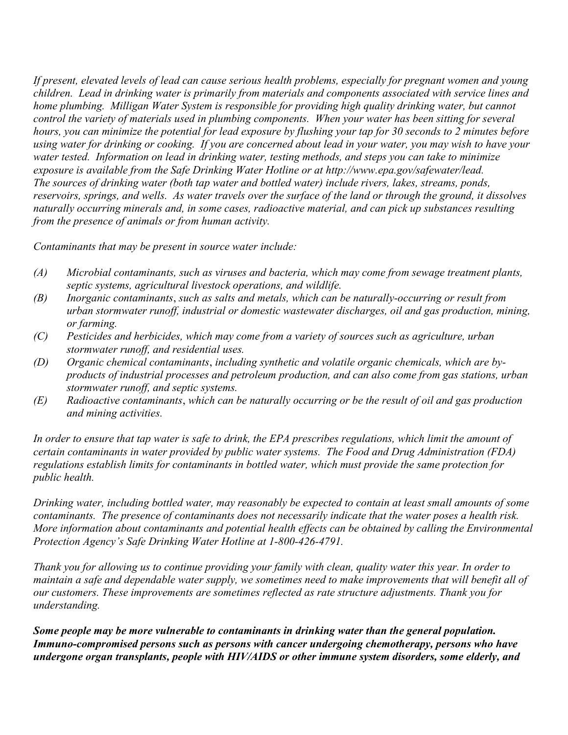*If present, elevated levels of lead can cause serious health problems, especially for pregnant women and young children. Lead in drinking water is primarily from materials and components associated with service lines and home plumbing. Milligan Water System is responsible for providing high quality drinking water, but cannot control the variety of materials used in plumbing components. When your water has been sitting for several hours, you can minimize the potential for lead exposure by flushing your tap for 30 seconds to 2 minutes before using water for drinking or cooking. If you are concerned about lead in your water, you may wish to have your water tested. Information on lead in drinking water, testing methods, and steps you can take to minimize exposure is available from the Safe Drinking Water Hotline or at http://www.epa.gov/safewater/lead.*
*The sources of drinking water (both tap water and bottled water) include rivers, lakes, streams, ponds, reservoirs, springs, and wells. As water travels over the surface of the land or through the ground, it dissolves naturally occurring minerals and, in some cases, radioactive material, and can pick up substances resulting from the presence of animals or from human activity.*

*Contaminants that may be present in source water include:*

- *(A) Microbial contaminants, such as viruses and bacteria, which may come from sewage treatment plants, septic systems, agricultural livestock operations, and wildlife.*
- *(B) Inorganic contaminants, such as salts and metals, which can be naturally-occurring or result from urban stormwater runoff, industrial or domestic wastewater discharges, oil and gas production, mining, or farming.*
- *(C) Pesticides and herbicides, which may come from a variety of sources such as agriculture, urban stormwater runoff, and residential uses.*
- *(D) Organic chemical contaminants, including synthetic and volatile organic chemicals, which are by-products of industrial processes and petroleum production, and can also come from gas stations, urban stormwater runoff, and septic systems.*
- *(E) Radioactive contaminants, which can be naturally occurring or be the result of oil and gas production and mining activities.*

*In order to ensure that tap water is safe to drink, the EPA prescribes regulations, which limit the amount of certain contaminants in water provided by public water systems. The Food and Drug Administration (FDA) regulations establish limits for contaminants in bottled water, which must provide the same protection for public health.*

*Drinking water, including bottled water, may reasonably be expected to contain at least small amounts of some contaminants. The presence of contaminants does not necessarily indicate that the water poses a health risk. More information about contaminants and potential health effects can be obtained by calling the Environmental Protection Agency's Safe Drinking Water Hotline at 1-800-426-4791.*

*Thank you for allowing us to continue providing your family with clean, quality water this year. In order to maintain a safe and dependable water supply, we sometimes need to make improvements that will benefit all of our customers. These improvements are sometimes reflected as rate structure adjustments. Thank you for understanding.*

***Some people may be more vulnerable to contaminants in drinking water than the general population. Immuno-compromised persons such as persons with cancer undergoing chemotherapy, persons who have undergone organ transplants, people with HIV/AIDS or other immune system disorders, some elderly, and***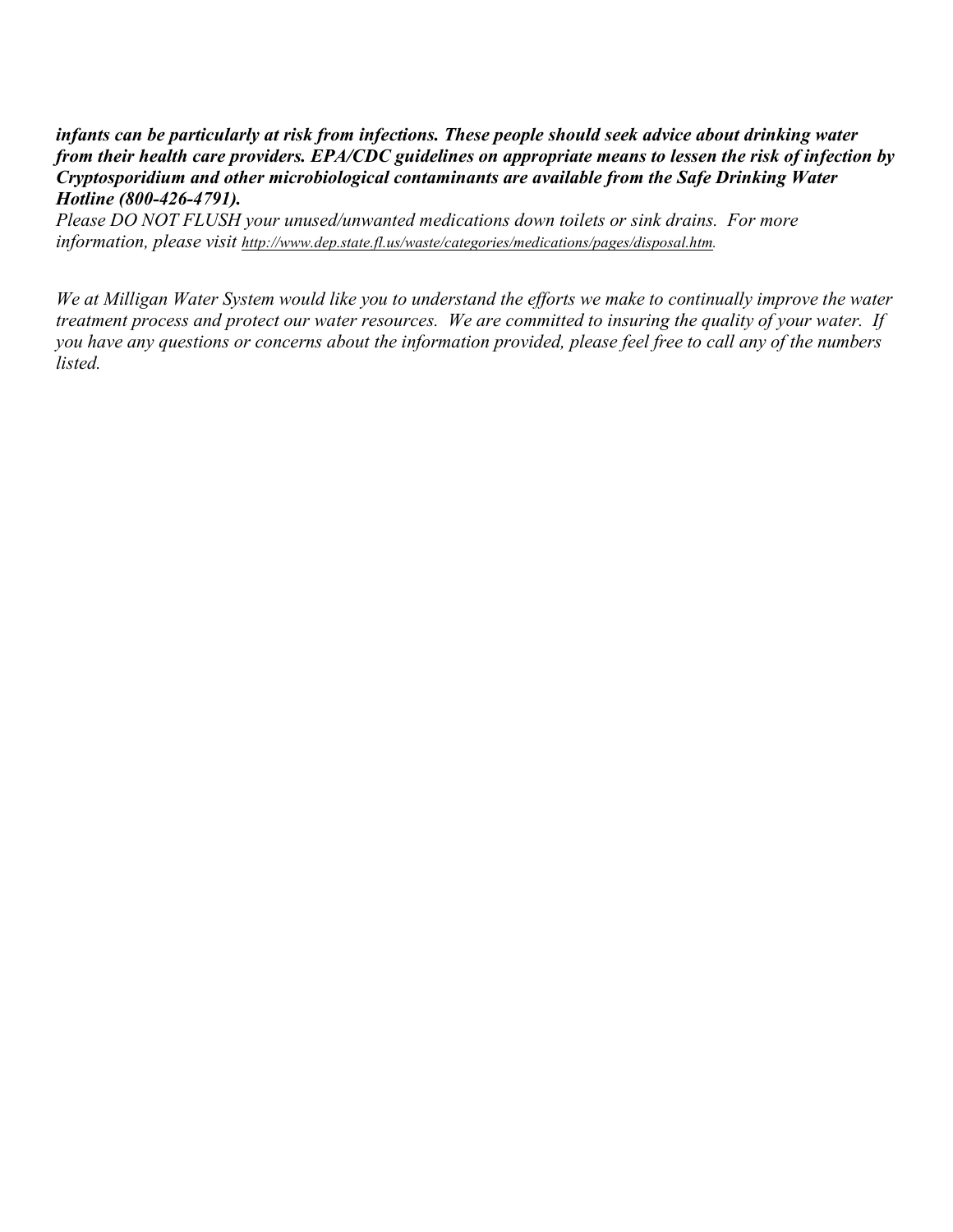***infants can be particularly at risk from infections. These people should seek advice about drinking water from their health care providers. EPA/CDC guidelines on appropriate means to lessen the risk of infection by Cryptosporidium and other microbiological contaminants are available from the Safe Drinking Water Hotline (800-426-4791).***

*Please DO NOT FLUSH your unused/unwanted medications down toilets or sink drains. For more information, please visit http://www.dep.state.fl.us/waste/categories/medications/pages/disposal.htm.*

*We at Milligan Water System would like you to understand the efforts we make to continually improve the water treatment process and protect our water resources. We are committed to insuring the quality of your water. If you have any questions or concerns about the information provided, please feel free to call any of the numbers listed.*